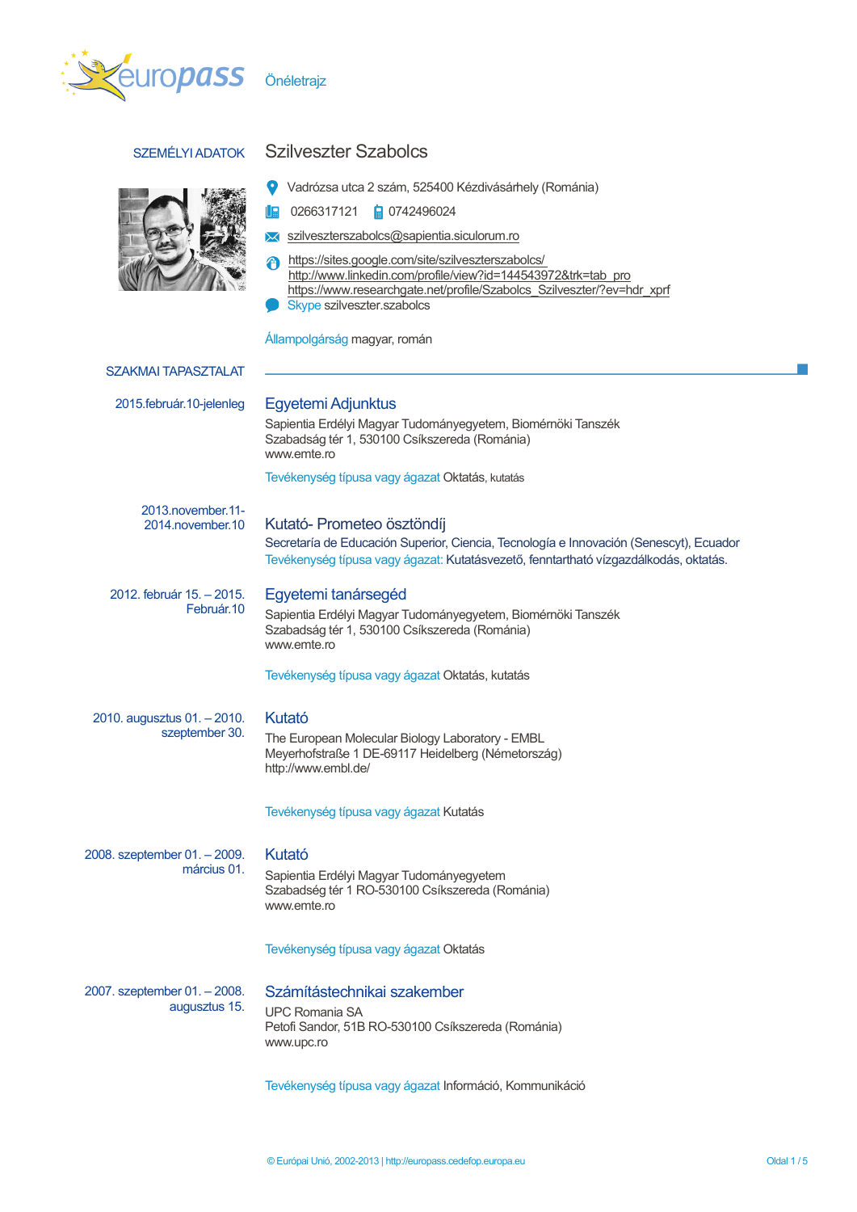Önéletrajz

## SZEMÉLYI ADATOK

# Szilveszter Szabolcs

Vadrózsa utca 2 szám, 525400 Kézdivásárhely (Románia)

0266317121    0742496024

szilveszterszabolcs@sapientia.siculorum.ro

https://sites.google.com/site/szilveszterszabolcs/
http://www.linkedin.com/profile/view?id=144543972&trk=tab_pro
https://www.researchgate.net/profile/Szabolcs_Szilveszter/?ev=hdr_xprf

Skype szilveszter.szabolcs

Állampolgárság magyar, román

## SZAKMAI TAPASZTALAT

**2015.február.10-jelenleg**

### Egyetemi Adjunktus

Sapientia Erdélyi Magyar Tudományegyetem, Biomérnöki Tanszék
Szabadság tér 1, 530100 Csíkszereda (Románia)
www.emte.ro

Tevékenység típusa vagy ágazat Oktatás, kutatás

**2013.november.11-2014.november.10**

### Kutató- Prometeo ösztöndíj

Secretaría de Educación Superior, Ciencia, Tecnología e Innovación (Senescyt), Ecuador
Tevékenység típusa vagy ágazat: Kutatásvezető, fenntartható vízgazdálkodás, oktatás.

**2012. február 15. – 2015. Február.10**

### Egyetemi tanársegéd

Sapientia Erdélyi Magyar Tudományegyetem, Biomérnöki Tanszék
Szabadság tér 1, 530100 Csíkszereda (Románia)
www.emte.ro

Tevékenység típusa vagy ágazat Oktatás, kutatás

**2010. augusztus 01. – 2010. szeptember 30.**

### Kutató

The European Molecular Biology Laboratory - EMBL
Meyerhofstraße 1 DE-69117 Heidelberg (Németország)
http://www.embl.de/

Tevékenység típusa vagy ágazat Kutatás

**2008. szeptember 01. – 2009. március 01.**

### Kutató

Sapientia Erdélyi Magyar Tudományegyetem
Szabadság tér 1 RO-530100 Csíkszereda (Románia)
www.emte.ro

Tevékenység típusa vagy ágazat Oktatás

**2007. szeptember 01. – 2008. augusztus 15.**

### Számítástechnikai szakember

UPC Romania SA
Petofi Sandor, 51B RO-530100 Csíkszereda (Románia)
www.upc.ro

Tevékenység típusa vagy ágazat Információ, Kommunikáció

© Európai Unió, 2002-2013 | http://europass.cedefop.europa.eu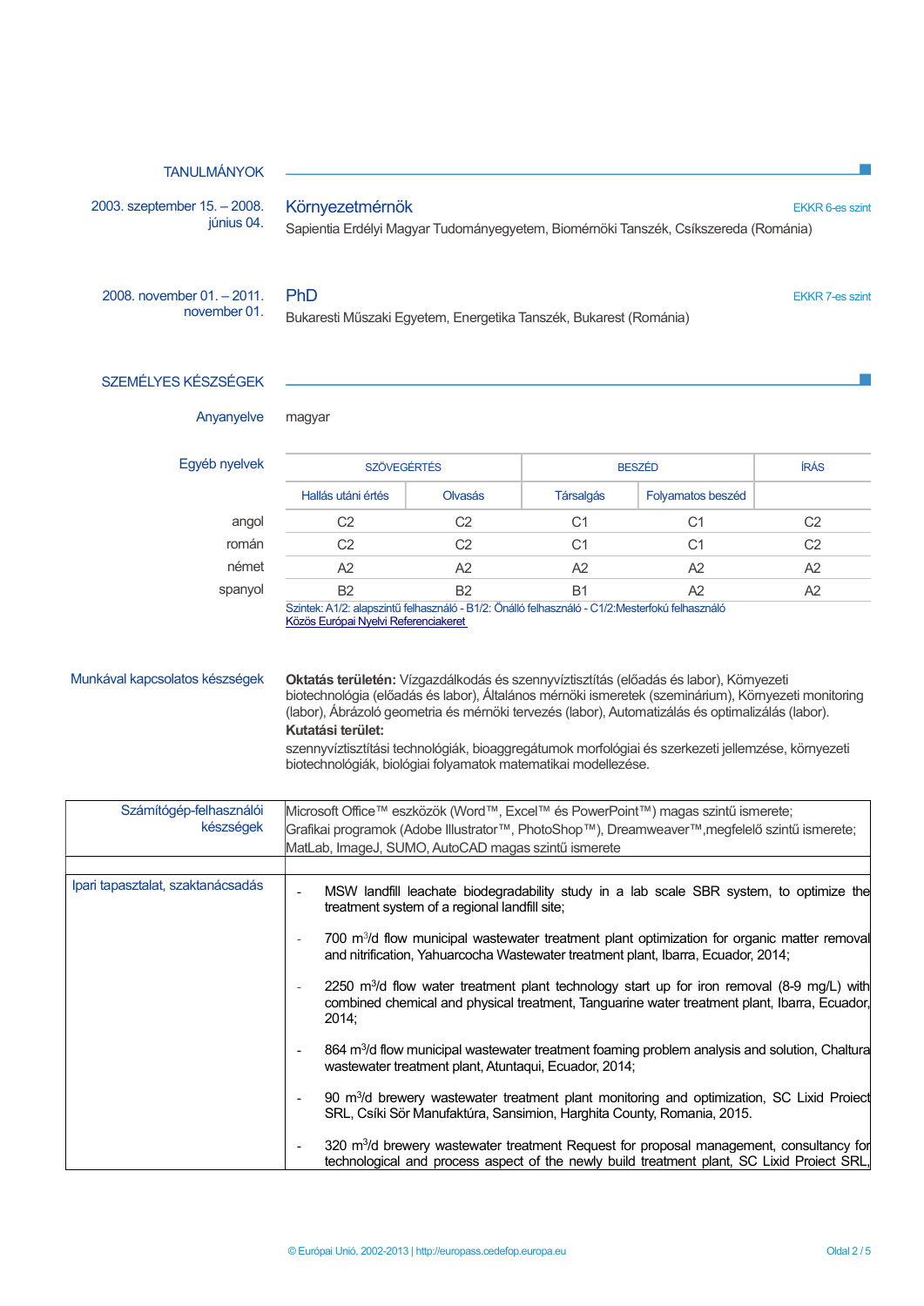## TANULMÁNYOK

**2003. szeptember 15. – 2008. június 04.**

### Környezetmérnök

EKKR 6-es szint

Sapientia Erdélyi Magyar Tudományegyetem, Biomérnöki Tanszék, Csíkszereda (Románia)

**2008. november 01. – 2011. november 01.**

### PhD

EKKR 7-es szint

Bukaresti Műszaki Egyetem, Energetika Tanszék, Bukarest (Románia)

## SZEMÉLYES KÉSZSÉGEK

**Anyanyelve:** magyar

**Egyéb nyelvek**

| | SZÖVEGÉRTÉS | | BESZÉD | | ÍRÁS |
|---|---|---|---|---|---|
| | Hallás utáni értés | Olvasás | Társalgás | Folyamatos beszéd | |
| angol | C2 | C2 | C1 | C1 | C2 |
| román | C2 | C2 | C1 | C1 | C2 |
| német | A2 | A2 | A2 | A2 | A2 |
| spanyol | B2 | B2 | B1 | A2 | A2 |

Szintek: A1/2: alapszintű felhasználó - B1/2: Önálló felhasználó - C1/2:Mesterfokú felhasználó
Közös Európai Nyelvi Referenciakeret

**Munkával kapcsolatos készségek**

**Oktatás területén:** Vízgazdálkodás és szennyvíztisztítás (előadás és labor), Környezeti biotechnológia (előadás és labor), Általános mérnöki ismeretek (szeminárium), Környezeti monitoring (labor), Ábrázoló geometria és mérnöki tervezés (labor), Automatizálás és optimalizálás (labor).
**Kutatási terület:**
szennyvíztisztítási technológiák, bioaggregátumok morfológiai és szerkezeti jellemzése, környezeti biotechnológiák, biológiai folyamatok matematikai modellezése.

**Számítógép-felhasználói készségek**

Microsoft Office™ eszközök (Word™, Excel™ és PowerPoint™) magas szintű ismerete;
Grafikai programok (Adobe Illustrator™, PhotoShop™), Dreamweaver™,megfelelő szintű ismerete;
MatLab, ImageJ, SUMO, AutoCAD magas szintű ismerete

**Ipari tapasztalat, szaktanácsadás**

- MSW landfill leachate biodegradability study in a lab scale SBR system, to optimize the treatment system of a regional landfill site;
- 700 $m^3/d$ flow municipal wastewater treatment plant optimization for organic matter removal and nitrification, Yahuarcocha Wastewater treatment plant, Ibarra, Ecuador, 2014;
- 2250 $m^3/d$ flow water treatment plant technology start up for iron removal (8-9 mg/L) with combined chemical and physical treatment, Tanguarine water treatment plant, Ibarra, Ecuador, 2014;
- 864 $m^3/d$ flow municipal wastewater treatment foaming problem analysis and solution, Chaltura wastewater treatment plant, Atuntaqui, Ecuador, 2014;
- 90 $m^3/d$ brewery wastewater treatment plant monitoring and optimization, SC Lixid Proiect SRL, Csíki Sör Manufaktúra, Sansimion, Harghita County, Romania, 2015.
- 320 $m^3/d$ brewery wastewater treatment Request for proposal management, consultancy for technological and process aspect of the newly build treatment plant, SC Lixid Proiect SRL,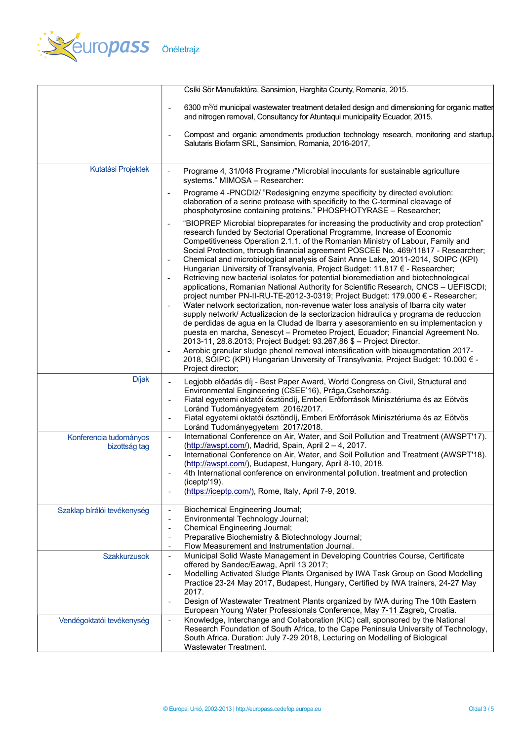| | |
|---|---|
| | Csíki Sör Manufaktúra, Sansimion, Harghita County, Romania, 2015.<br>- 6300 m[3]/d municipal wastewater treatment detailed design and dimensioning for organic matter and nitrogen removal, Consultancy for Atuntaqui municipality Ecuador, 2015.<br>- Compost and organic amendments production technology research, monitoring and startup. Salutaris Biofarm SRL, Sansimion, Romania, 2016-2017, |
| Kutatási Projektek | - Programe 4, 31/048 Programe /"Microbial inoculants for sustainable agriculture systems." MIMOSA – Researcher:<br>- Programe 4 -PNCDI2/ "Redesigning enzyme specificity by directed evolution: elaboration of a serine protease with specificity to the C-terminal cleavage of phosphotyrosine containing proteins." PHOSPHOTYRASE – Researcher;<br>- "BIOPREP Microbial biopreparates for increasing the productivity and crop protection" research funded by Sectorial Operational Programme, Increase of Economic Competitiveness Operation 2.1.1. of the Romanian Ministry of Labour, Family and Social Protection, through financial agreement POSCEE No. 469/11817 - Researcher;<br>- Chemical and microbiological analysis of Saint Anne Lake, 2011-2014, SOIPC (KPI) Hungarian University of Transylvania, Project Budget: 11.817 € - Researcher;<br>- Retrieving new bacterial isolates for potential bioremediation and biotechnological applications, Romanian National Authority for Scientific Research, CNCS – UEFISCDI; project number PN-II-RU-TE-2012-3-0319; Project Budget: 179.000 € - Researcher;<br>- Water network sectorization, non-revenue water loss analysis of Ibarra city water supply network/ Actualizacion de la sectorizacion hidraulica y programa de reduccion de perdidas de agua en la Cludad de Ibarra y asesoramiento en su implementacion y puesta en marcha, Senescyt – Prometeo Project, Ecuador; Financial Agreement No. 2013-11, 28.8.2013; Project Budget: 93.267,86 $ – Project Director.<br>- Aerobic granular sludge phenol removal intensification with bioaugmentation 2017-2018, SOIPC (KPI) Hungarian University of Transylvania, Project Budget: 10.000 € - Project director; |
| Díjak | - Legjobb előadás díj - Best Paper Award, World Congress on Civil, Structural and Environmental Engineering (CSEE'16), Prága,Csehország.<br>- Fiatal egyetemi oktatói ösztöndíj, Emberi Erőforrások Minisztériuma és az Eötvös Loránd Tudományegyetem 2016/2017.<br>- Fiatal egyetemi oktatói ösztöndíj, Emberi Erőforrások Minisztériuma és az Eötvös Loránd Tudományegyetem 2017/2018. |
| Konferencia tudományos bizottság tag | - International Conference on Air, Water, and Soil Pollution and Treatment (AWSPT'17). (http://awspt.com/), Madrid, Spain, April 2 – 4, 2017.<br>- International Conference on Air, Water, and Soil Pollution and Treatment (AWSPT'18). (http://awspt.com/), Budapest, Hungary, April 8-10, 2018.<br>- 4th International conference on environmental pollution, treatment and protection (iceptp'19).<br>- (https://iceptp.com/), Rome, Italy, April 7-9, 2019. |
| Szaklap bírálói tevékenység | - Biochemical Engineering Journal;<br>- Environmental Technology Journal;<br>- Chemical Engineering Journal;<br>- Preparative Biochemistry & Biotechnology Journal;<br>- Flow Measurement and Instrumentation Journal. |
| Szakkurzusok | - Municipal Solid Waste Management in Developing Countries Course, Certificate offered by Sandec/Eawag, April 13 2017;<br>- Modelling Activated Sludge Plants Organised by IWA Task Group on Good Modelling Practice 23-24 May 2017, Budapest, Hungary, Certified by IWA trainers, 24-27 May 2017.<br>- Design of Wastewater Treatment Plants organized by IWA during The 10th Eastern European Young Water Professionals Conference, May 7-11 Zagreb, Croatia. |
| Vendégoktatói tevékenység | - Knowledge, Interchange and Collaboration (KIC) call, sponsored by the National Research Foundation of South Africa, to the Cape Peninsula University of Technology, South Africa. Duration: July 7-29 2018, Lecturing on Modelling of Biological Wastewater Treatment. |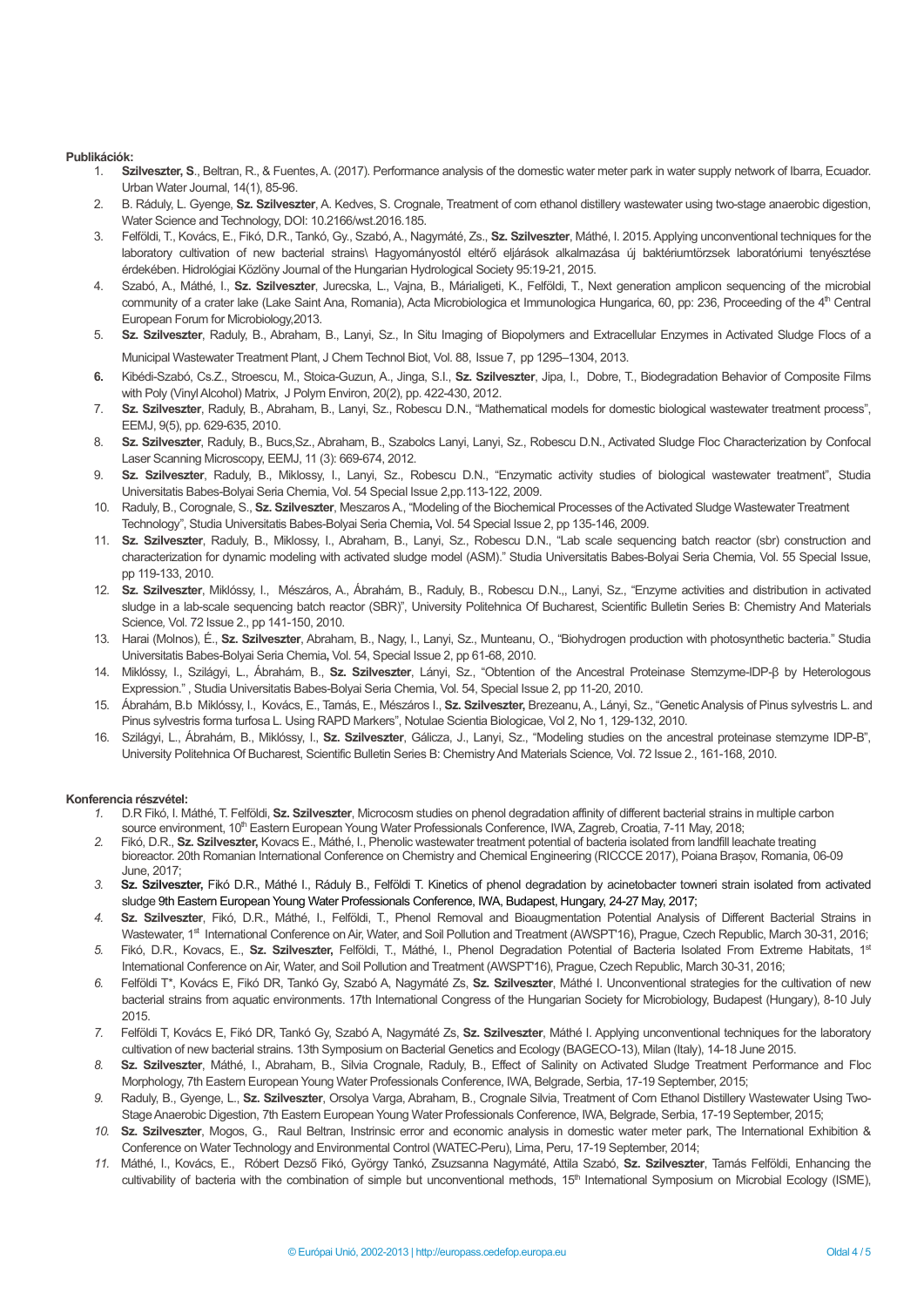**Publikációk:**

1. **Szilveszter, S**., Beltran, R., & Fuentes, A. (2017). Performance analysis of the domestic water meter park in water supply network of Ibarra, Ecuador. Urban Water Journal, 14(1), 85-96.
2. B. Ráduly, L. Gyenge, **Sz. Szilveszter**, A. Kedves, S. Crognale, Treatment of corn ethanol distillery wastewater using two-stage anaerobic digestion, Water Science and Technology, DOI: 10.2166/wst.2016.185.
3. Felföldi, T., Kovács, E., Fikó, D.R., Tankó, Gy., Szabó, A., Nagymáté, Zs., **Sz. Szilveszter**, Máthé, I. 2015. Applying unconventional techniques for the laboratory cultivation of new bacterial strains\ Hagyományostól eltérő eljárások alkalmazása új baktériumtörzsek laboratóriumi tenyésztése érdekében. Hidrológiai Közlöny Journal of the Hungarian Hydrological Society 95:19-21, 2015.
4. Szabó, A., Máthé, I., **Sz. Szilveszter**, Jurecska, L., Vajna, B., Márialigeti, K., Felföldi, T., Next generation amplicon sequencing of the microbial community of a crater lake (Lake Saint Ana, Romania), Acta Microbiologica et Immunologica Hungarica, 60, pp: 236, Proceeding of the 4th Central European Forum for Microbiology,2013.
5. **Sz. Szilveszter**, Raduly, B., Abraham, B., Lanyi, Sz., In Situ Imaging of Biopolymers and Extracellular Enzymes in Activated Sludge Flocs of a Municipal Wastewater Treatment Plant, J Chem Technol Biot, Vol. 88, Issue 7, pp 1295–1304, 2013.
6. Kibédi-Szabó, Cs.Z., Stroescu, M., Stoica-Guzun, A., Jinga, S.I., **Sz. Szilveszter**, Jipa, I., Dobre, T., Biodegradation Behavior of Composite Films with Poly (Vinyl Alcohol) Matrix, J Polym Environ, 20(2), pp. 422-430, 2012.
7. **Sz. Szilveszter**, Raduly, B., Abraham, B., Lanyi, Sz., Robescu D.N., "Mathematical models for domestic biological wastewater treatment process", EEMJ, 9(5), pp. 629-635, 2010.
8. **Sz. Szilveszter**, Raduly, B., Bucs,Sz., Abraham, B., Szabolcs Lanyi, Lanyi, Sz., Robescu D.N., Activated Sludge Floc Characterization by Confocal Laser Scanning Microscopy, EEMJ, 11 (3): 669-674, 2012.
9. **Sz. Szilveszter**, Raduly, B., Miklossy, I., Lanyi, Sz., Robescu D.N., "Enzymatic activity studies of biological wastewater treatment", Studia Universitatis Babes-Bolyai Seria Chemia, Vol. 54 Special Issue 2,pp.113-122, 2009.
10. Raduly, B., Corognale, S., **Sz. Szilveszter**, Meszaros A., "Modeling of the Biochemical Processes of the Activated Sludge Wastewater Treatment Technology", Studia Universitatis Babes-Bolyai Seria Chemia**,** Vol. 54 Special Issue 2, pp 135-146, 2009.
11. **Sz. Szilveszter**, Raduly, B., Miklossy, I., Abraham, B., Lanyi, Sz., Robescu D.N., "Lab scale sequencing batch reactor (sbr) construction and characterization for dynamic modeling with activated sludge model (ASM)." Studia Universitatis Babes-Bolyai Seria Chemia, Vol. 55 Special Issue, pp 119-133, 2010.
12. **Sz. Szilveszter**, Miklóssy, I., Mészáros, A., Ábrahám, B., Raduly, B., Robescu D.N.,, Lanyi, Sz., "Enzyme activities and distribution in activated sludge in a lab-scale sequencing batch reactor (SBR)", University Politehnica Of Bucharest, Scientific Bulletin Series B: Chemistry And Materials Science, Vol. 72 Issue 2., pp 141-150, 2010.
13. Harai (Molnos), É., **Sz. Szilveszter**, Abraham, B., Nagy, I., Lanyi, Sz., Munteanu, O., "Biohydrogen production with photosynthetic bacteria." Studia Universitatis Babes-Bolyai Seria Chemia**,** Vol. 54, Special Issue 2, pp 61-68, 2010.
14. Miklóssy, I., Szilágyi, L., Ábrahám, B., **Sz. Szilveszter**, Lányi, Sz., "Obtention of the Ancestral Proteinase Stemzyme-IDP-β by Heterologous Expression." , Studia Universitatis Babes-Bolyai Seria Chemia, Vol. 54, Special Issue 2, pp 11-20, 2010.
15. Ábrahám, B.b Miklóssy, I., Kovács, E., Tamás, E., Mészáros I., **Sz. Szilveszter,** Brezeanu, A., Lányi, Sz., "Genetic Analysis of Pinus sylvestris L. and Pinus sylvestris forma turfosa L. Using RAPD Markers", Notulae Scientia Biologicae, Vol 2, No 1, 129-132, 2010.
16. Szilágyi, L., Ábrahám, B., Miklóssy, I., **Sz. Szilveszter**, Gálicza, J., Lanyi, Sz., "Modeling studies on the ancestral proteinase stemzyme IDP-B", University Politehnica Of Bucharest, Scientific Bulletin Series B: Chemistry And Materials Science, Vol. 72 Issue 2., 161-168, 2010.

**Konferencia részvétel:**

1. D.R Fikó, I. Máthé, T. Felföldi, **Sz. Szilveszter**, Microcosm studies on phenol degradation affinity of different bacterial strains in multiple carbon source environment, 10th Eastern European Young Water Professionals Conference, IWA, Zagreb, Croatia, 7-11 May, 2018;
2. Fikó, D.R., **Sz. Szilveszter,** Kovacs E., Máthé, I., Phenolic wastewater treatment potential of bacteria isolated from landfill leachate treating bioreactor. 20th Romanian International Conference on Chemistry and Chemical Engineering (RICCE 2017), Poiana Brașov, Romania, 06-09 June, 2017;
3. **Sz. Szilveszter,** Fikó D.R., Máthé I., Ráduly B., Felföldi T. Kinetics of phenol degradation by acinetobacter towneri strain isolated from activated sludge 9th Eastern European Young Water Professionals Conference, IWA, Budapest, Hungary, 24-27 May, 2017;
4. **Sz. Szilveszter**, Fikó, D.R., Máthé, I., Felföldi, T., Phenol Removal and Bioaugmentation Potential Analysis of Different Bacterial Strains in Wastewater, 1st International Conference on Air, Water, and Soil Pollution and Treatment (AWSPT'16), Prague, Czech Republic, March 30-31, 2016;
5. Fikó, D.R., Kovacs, E., **Sz. Szilveszter,** Felföldi, T., Máthé, I., Phenol Degradation Potential of Bacteria Isolated From Extreme Habitats, 1st International Conference on Air, Water, and Soil Pollution and Treatment (AWSPT'16), Prague, Czech Republic, March 30-31, 2016;
6. Felföldi T*, Kovács E, Fikó DR, Tankó Gy, Szabó A, Nagymáté Zs, **Sz. Szilveszter**, Máthé I. Unconventional strategies for the cultivation of new bacterial strains from aquatic environments. 17th International Congress of the Hungarian Society for Microbiology, Budapest (Hungary), 8-10 July 2015.
7. Felföldi T, Kovács E, Fikó DR, Tankó Gy, Szabó A, Nagymáté Zs, **Sz. Szilveszter**, Máthé I. Applying unconventional techniques for the laboratory cultivation of new bacterial strains. 13th Symposium on Bacterial Genetics and Ecology (BAGECO-13), Milan (Italy), 14-18 June 2015.
8. **Sz. Szilveszter**, Máthé, I., Abraham, B., Silvia Crognale, Raduly, B., Effect of Salinity on Activated Sludge Treatment Performance and Floc Morphology, 7th Eastern European Young Water Professionals Conference, IWA, Belgrade, Serbia, 17-19 September, 2015;
9. Raduly, B., Gyenge, L., **Sz. Szilveszter**, Orsolya Varga, Abraham, B., Crognale Silvia, Treatment of Corn Ethanol Distillery Wastewater Using Two-Stage Anaerobic Digestion, 7th Eastern European Young Water Professionals Conference, IWA, Belgrade, Serbia, 17-19 September, 2015;
10. **Sz. Szilveszter**, Mogos, G., Raul Beltran, Instrinsic error and economic analysis in domestic water meter park, The International Exhibition & Conference on Water Technology and Environmental Control (WATEC-Peru), Lima, Peru, 17-19 September, 2014;
11. Máthé, I., Kovács, E., Róbert Dezső Fikó, György Tankó, Zsuzsanna Nagymáté, Attila Szabó, **Sz. Szilveszter**, Tamás Felföldi, Enhancing the cultivability of bacteria with the combination of simple but unconventional methods, 15th International Symposium on Microbial Ecology (ISME),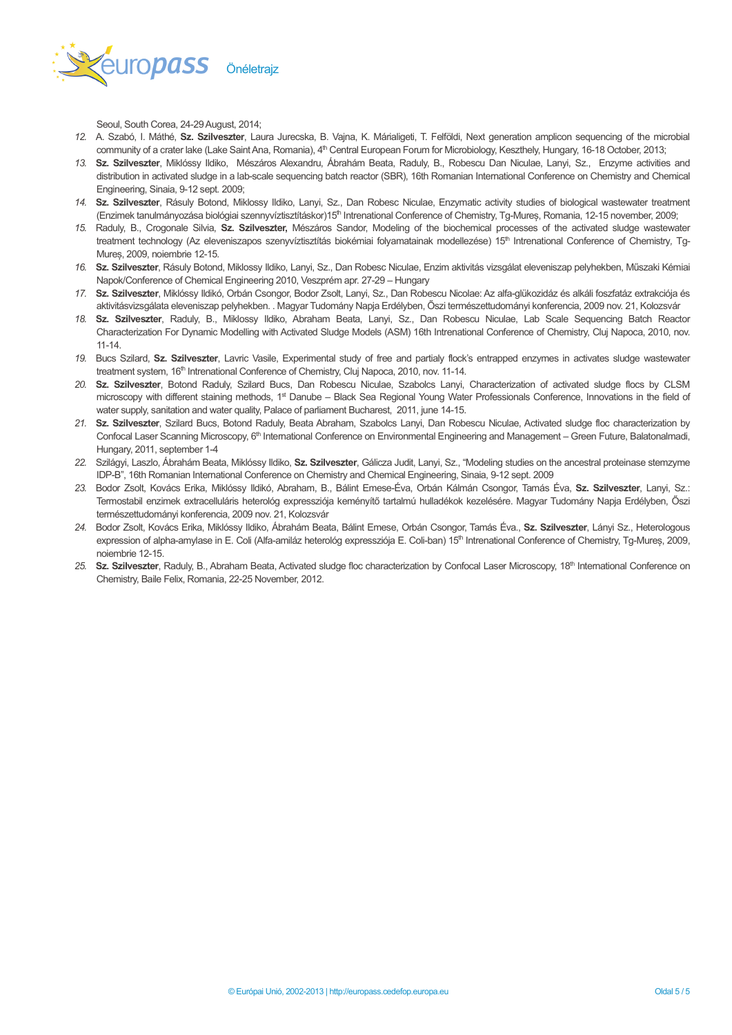Seoul, South Corea, 24-29 August, 2014;

12. A. Szabó, I. Máthé, **Sz. Szilveszter**, Laura Jurecska, B. Vajna, K. Márialigeti, T. Felföldi, Next generation amplicon sequencing of the microbial community of a crater lake (Lake Saint Ana, Romania), 4th Central European Forum for Microbiology, Keszthely, Hungary, 16-18 October, 2013;
13. **Sz. Szilveszter**, Miklóssy Ildiko, Mészáros Alexandru, Ábrahám Beata, Raduly, B., Robescu Dan Niculae, Lanyi, Sz., Enzyme activities and distribution in activated sludge in a lab-scale sequencing batch reactor (SBR), 16th Romanian International Conference on Chemistry and Chemical Engineering, Sinaia, 9-12 sept. 2009;
14. **Sz. Szilveszter**, Rásuly Botond, Miklossy Ildiko, Lanyi, Sz., Dan Robesc Niculae, Enzymatic activity studies of biological wastewater treatment (Enzimek tanulmányozása biológiai szennyvíztisztításkor)15th Intrenational Conference of Chemistry, Tg-Mureș, Romania, 12-15 november, 2009;
15. Raduly, B., Crogonale Silvia, **Sz. Szilveszter,** Mészáros Sandor, Modeling of the biochemical processes of the activated sludge wastewater treatment technology (Az eleveniszapos szenyvíztisztítás biokémiai folyamatainak modellezése) 15th Intrenational Conference of Chemistry, Tg-Mureș, 2009, noiembrie 12-15.
16. **Sz. Szilveszter**, Rásuly Botond, Miklossy Ildiko, Lanyi, Sz., Dan Robesc Niculae, Enzim aktivitás vizsgálat eleveniszap pelyhekben, Műszaki Kémiai Napok/Conference of Chemical Engineering 2010, Veszprém apr. 27-29 – Hungary
17. **Sz. Szilveszter**, Miklóssy Ildikó, Orbán Csongor, Bodor Zsolt, Lanyi, Sz., Dan Robescu Nicolae: Az alfa-glükozidáz és alkáli foszfatáz extrakciója és aktivitásvizsgálata eleveniszap pelyhekben. . Magyar Tudomány Napja Erdélyben, Őszi természettudományi konferencia, 2009 nov. 21, Kolozsvár
18. **Sz. Szilveszter**, Raduly, B., Miklossy Ildiko, Abraham Beata, Lanyi, Sz., Dan Robescu Niculae, Lab Scale Sequencing Batch Reactor Characterization For Dynamic Modelling with Activated Sludge Models (ASM) 16th Intrenational Conference of Chemistry, Cluj Napoca, 2010, nov. 11-14.
19. Bucs Szilard, **Sz. Szilveszter**, Lavric Vasile, Experimental study of free and partialy flock's entrapped enzymes in activates sludge wastewater treatment system, 16th Intrenational Conference of Chemistry, Cluj Napoca, 2010, nov. 11-14.
20. **Sz. Szilveszter**, Botond Raduly, Szilard Bucs, Dan Robescu Niculae, Szabolcs Lanyi, Characterization of activated sludge flocs by CLSM microscopy with different staining methods, 1st Danube – Black Sea Regional Young Water Professionals Conference, Innovations in the field of water supply, sanitation and water quality, Palace of parliament Bucharest, 2011, june 14-15.
21. **Sz. Szilveszter**, Szilard Bucs, Botond Raduly, Beata Abraham, Szabolcs Lanyi, Dan Robescu Niculae, Activated sludge floc characterization by Confocal Laser Scanning Microscopy, 6th International Conference on Environmental Engineering and Management – Green Future, Balatonalmadi, Hungary, 2011, september 1-4
22. Szilágyi, Laszlo, Ábrahám Beata, Miklóssy Ildiko, **Sz. Szilveszter**, Gálicza Judit, Lanyi, Sz., "Modeling studies on the ancestral proteinase stemzyme IDP-B", 16th Romanian International Conference on Chemistry and Chemical Engineering, Sinaia, 9-12 sept. 2009
23. Bodor Zsolt, Kovács Erika, Miklóssy Ildikó, Abraham, B., Bálint Emese-Éva, Orbán Kálmán Csongor, Tamás Éva, **Sz. Szilveszter**, Lanyi, Sz.: Termostabil enzimek extracelluláris heterológ expressziója keményítő tartalmú hulladékok kezelésére. Magyar Tudomány Napja Erdélyben, Őszi természettudományi konferencia, 2009 nov. 21, Kolozsvár
24. Bodor Zsolt, Kovács Erika, Miklóssy Ildiko, Ábrahám Beata, Bálint Emese, Orbán Csongor, Tamás Éva., **Sz. Szilveszter**, Lányi Sz., Heterologous expression of alpha-amylase in E. Coli (Alfa-amiláz heterológ expressziója E. Coli-ban) 15th Intrenational Conference of Chemistry, Tg-Mureș, 2009, noiembrie 12-15.
25. **Sz. Szilveszter**, Raduly, B., Abraham Beata, Activated sludge floc characterization by Confocal Laser Microscopy, 18th International Conference on Chemistry, Baile Felix, Romania, 22-25 November, 2012.